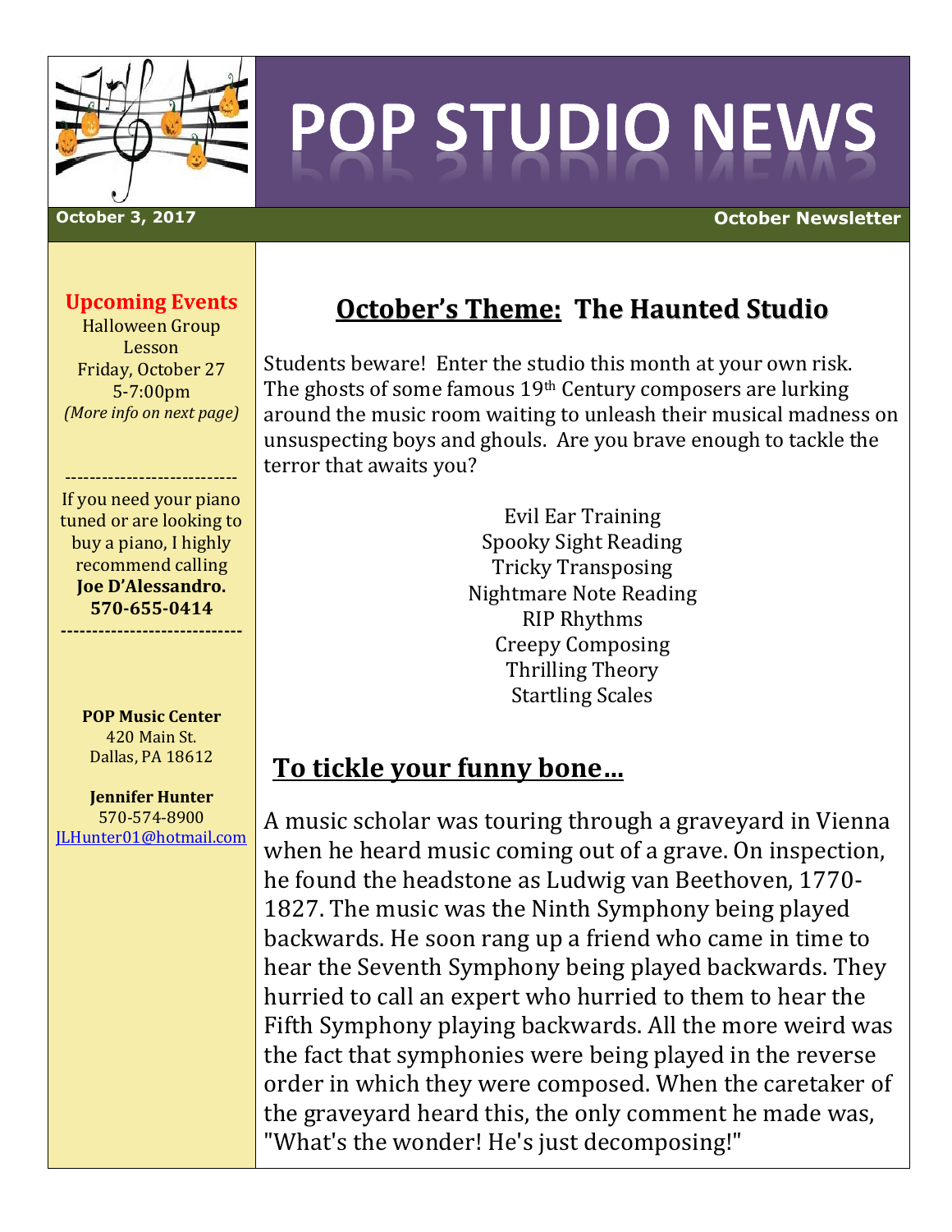# POP STUDIO NEWS

**October 3, 2017** — **October Newsletter**

## Upcoming Events

Halloween Group Lesson
Friday, October 27
5-7:00pm
*(More info on next page)*

---------------------------

If you need your piano tuned or are looking to buy a piano, I highly recommend calling **Joe D'Alessandro. 570-655-0414**

----------------------------

**POP Music Center**
420 Main St.
Dallas, PA 18612

**Jennifer Hunter**
570-574-8900
JLHunter01@hotmail.com

## October's Theme: The Haunted Studio

Students beware! Enter the studio this month at your own risk. The ghosts of some famous 19th Century composers are lurking around the music room waiting to unleash their musical madness on unsuspecting boys and ghouls. Are you brave enough to tackle the terror that awaits you?

Evil Ear Training
Spooky Sight Reading
Tricky Transposing
Nightmare Note Reading
RIP Rhythms
Creepy Composing
Thrilling Theory
Startling Scales

## To tickle your funny bone…

A music scholar was touring through a graveyard in Vienna when he heard music coming out of a grave. On inspection, he found the headstone as Ludwig van Beethoven, 1770-1827. The music was the Ninth Symphony being played backwards. He soon rang up a friend who came in time to hear the Seventh Symphony being played backwards. They hurried to call an expert who hurried to them to hear the Fifth Symphony playing backwards. All the more weird was the fact that symphonies were being played in the reverse order in which they were composed. When the caretaker of the graveyard heard this, the only comment he made was, "What's the wonder! He's just decomposing!"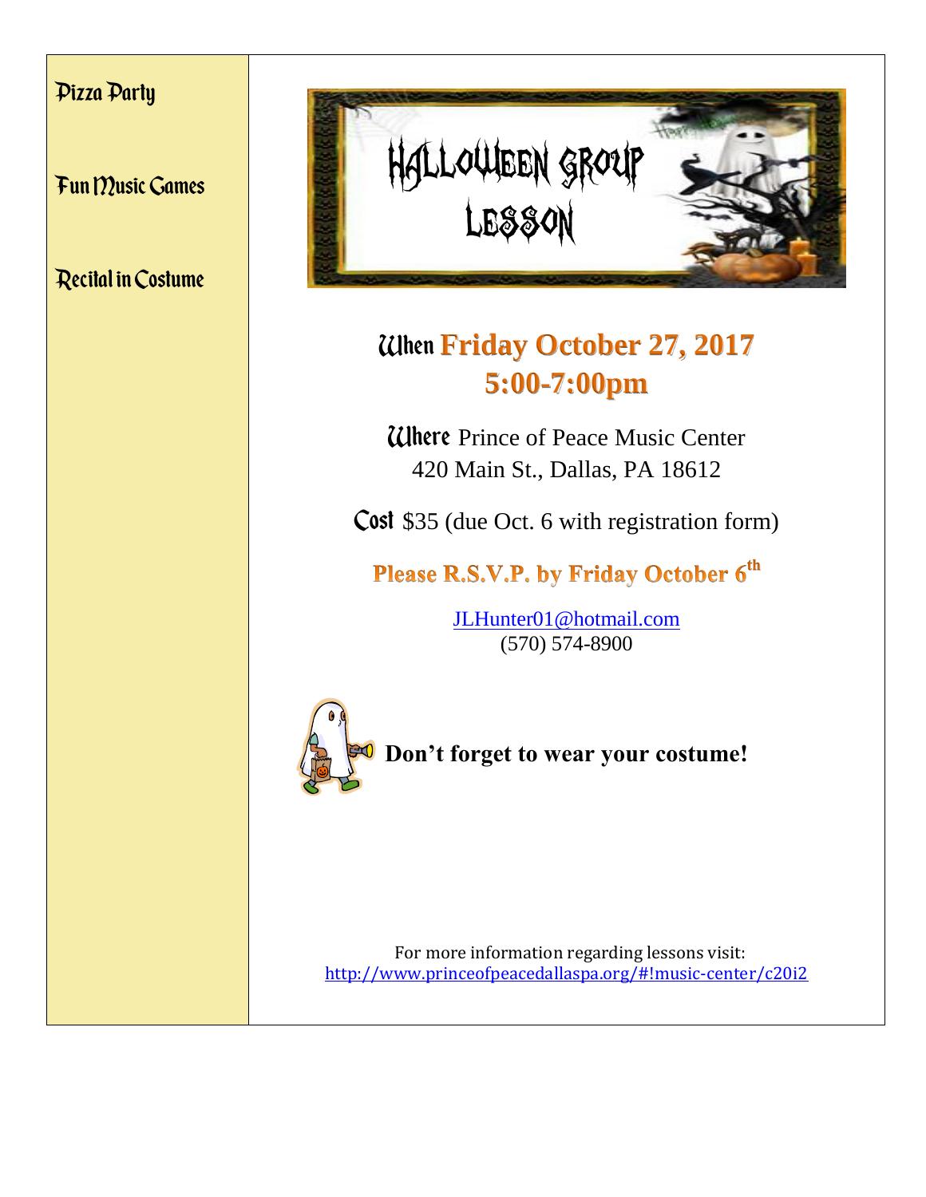Pizza Party

Fun Music Games

Recital in Costume

# HALLOWEEN GROUP LESSON

**When** **Friday October 27, 2017**
**5:00-7:00pm**

**Where** Prince of Peace Music Center
420 Main St., Dallas, PA 18612

**Cost** $35 (due Oct. 6 with registration form)

**Please R.S.V.P. by Friday October 6th**

JLHunter01@hotmail.com
(570) 574-8900

**Don't forget to wear your costume!**

For more information regarding lessons visit:
http://www.princeofpeacedallaspa.org/#!music-center/c20i2